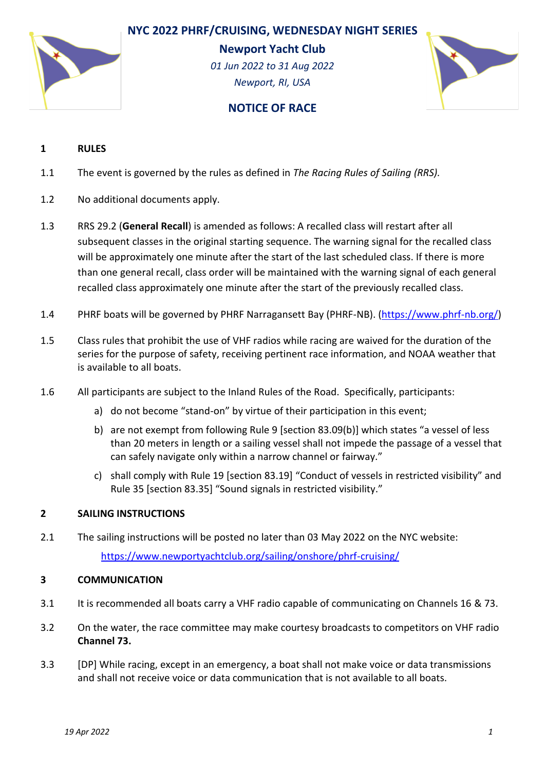# NYC 2022 PHRF/CRUISING, WEDNESDAY NIGHT SERIES

**Newport Yacht Club**

*01 Jun 2022 to 31 Aug 2022*

*Newport, RI, USA*

## NOTICE OF RACE

### 1 RULES

1.1 The event is governed by the rules as defined in *The Racing Rules of Sailing (RRS).*

1.2 No additional documents apply.

1.3 RRS 29.2 (**General Recall**) is amended as follows: A recalled class will restart after all subsequent classes in the original starting sequence. The warning signal for the recalled class will be approximately one minute after the start of the last scheduled class. If there is more than one general recall, class order will be maintained with the warning signal of each general recalled class approximately one minute after the start of the previously recalled class.

1.4 PHRF boats will be governed by PHRF Narragansett Bay (PHRF-NB). (https://www.phrf-nb.org/)

1.5 Class rules that prohibit the use of VHF radios while racing are waived for the duration of the series for the purpose of safety, receiving pertinent race information, and NOAA weather that is available to all boats.

1.6 All participants are subject to the Inland Rules of the Road. Specifically, participants:

a) do not become "stand-on" by virtue of their participation in this event;

b) are not exempt from following Rule 9 [section 83.09(b)] which states "a vessel of less than 20 meters in length or a sailing vessel shall not impede the passage of a vessel that can safely navigate only within a narrow channel or fairway."

c) shall comply with Rule 19 [section 83.19] "Conduct of vessels in restricted visibility" and Rule 35 [section 83.35] "Sound signals in restricted visibility."

### 2 SAILING INSTRUCTIONS

2.1 The sailing instructions will be posted no later than 03 May 2022 on the NYC website:

https://www.newportyachtclub.org/sailing/onshore/phrf-cruising/

### 3 COMMUNICATION

3.1 It is recommended all boats carry a VHF radio capable of communicating on Channels 16 & 73.

3.2 On the water, the race committee may make courtesy broadcasts to competitors on VHF radio **Channel 73.**

3.3 [DP] While racing, except in an emergency, a boat shall not make voice or data transmissions and shall not receive voice or data communication that is not available to all boats.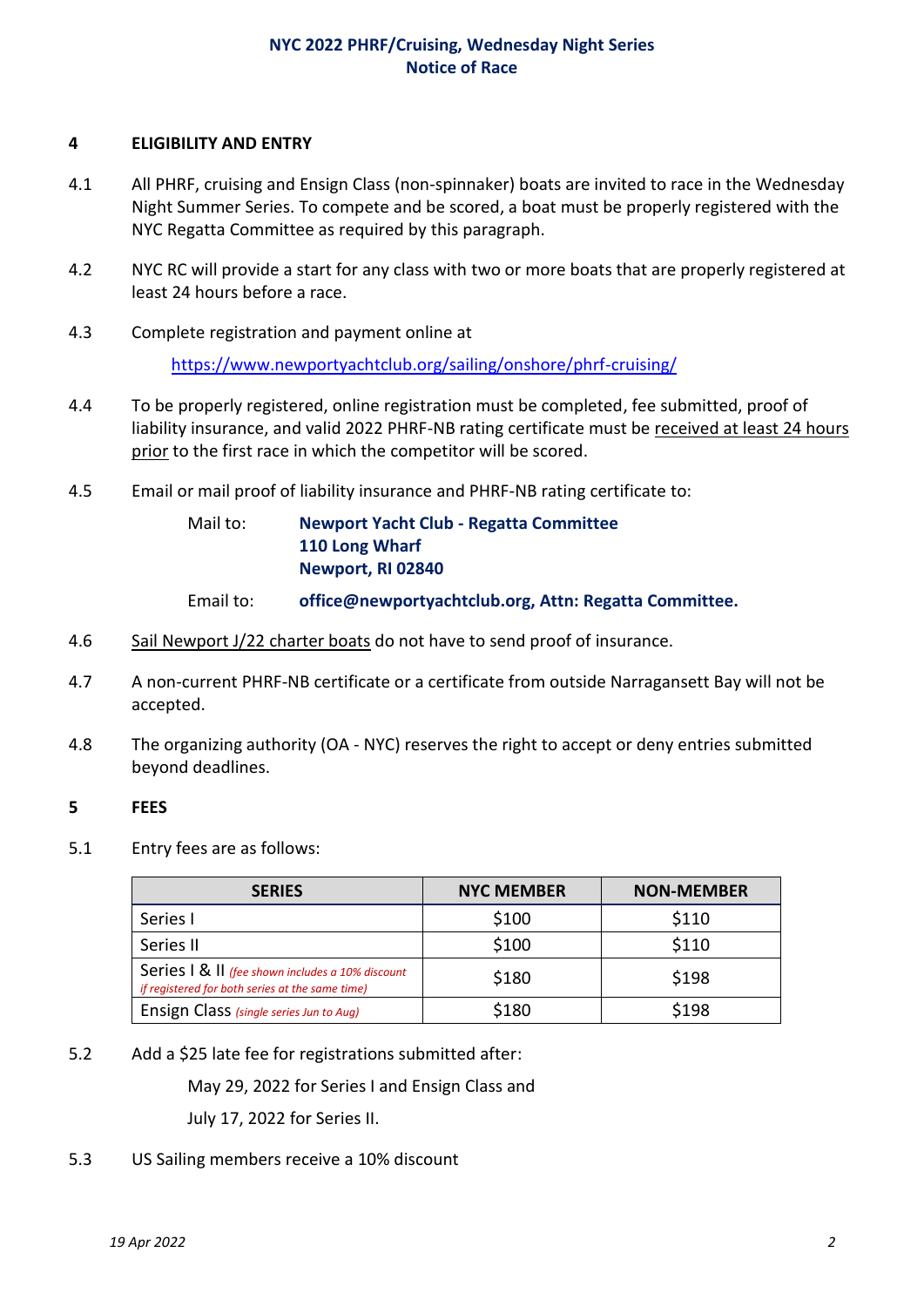## 4 ELIGIBILITY AND ENTRY

4.1 All PHRF, cruising and Ensign Class (non-spinnaker) boats are invited to race in the Wednesday Night Summer Series. To compete and be scored, a boat must be properly registered with the NYC Regatta Committee as required by this paragraph.

4.2 NYC RC will provide a start for any class with two or more boats that are properly registered at least 24 hours before a race.

4.3 Complete registration and payment online at

https://www.newportyachtclub.org/sailing/onshore/phrf-cruising/

4.4 To be properly registered, online registration must be completed, fee submitted, proof of liability insurance, and valid 2022 PHRF-NB rating certificate must be received at least 24 hours prior to the first race in which the competitor will be scored.

4.5 Email or mail proof of liability insurance and PHRF-NB rating certificate to:

Mail to: **Newport Yacht Club - Regatta Committee**
**110 Long Wharf**
**Newport, RI 02840**

Email to: **office@newportyachtclub.org, Attn: Regatta Committee.**

4.6 Sail Newport J/22 charter boats do not have to send proof of insurance.

4.7 A non-current PHRF-NB certificate or a certificate from outside Narragansett Bay will not be accepted.

4.8 The organizing authority (OA - NYC) reserves the right to accept or deny entries submitted beyond deadlines.

## 5 FEES

5.1 Entry fees are as follows:

| SERIES | NYC MEMBER | NON-MEMBER |
|---|---|---|
| Series I | \$100 | \$110 |
| Series II | \$100 | \$110 |
| Series I & II *(fee shown includes a 10% discount if registered for both series at the same time)* | \$180 | \$198 |
| Ensign Class *(single series Jun to Aug)* | \$180 | \$198 |

5.2 Add a \$25 late fee for registrations submitted after:

May 29, 2022 for Series I and Ensign Class and

July 17, 2022 for Series II.

5.3 US Sailing members receive a 10% discount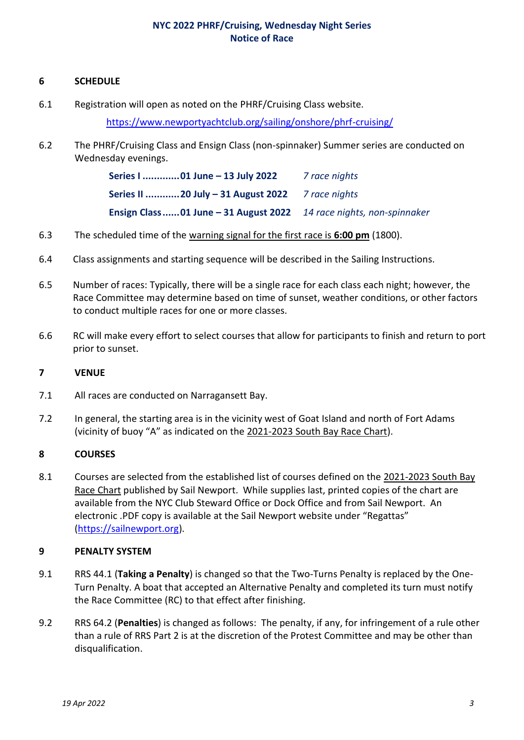## 6 SCHEDULE

6.1 Registration will open as noted on the PHRF/Cruising Class website.

https://www.newportyachtclub.org/sailing/onshore/phrf-cruising/

6.2 The PHRF/Cruising Class and Ensign Class (non-spinnaker) Summer series are conducted on Wednesday evenings.

| | |
|---|---|
| **Series I .............01 June – 13 July 2022** | *7 race nights* |
| **Series II ............20 July – 31 August 2022** | *7 race nights* |
| **Ensign Class......01 June – 31 August 2022** | *14 race nights, non-spinnaker* |

6.3 The scheduled time of the warning signal for the first race is **6:00 pm** (1800).

6.4 Class assignments and starting sequence will be described in the Sailing Instructions.

6.5 Number of races: Typically, there will be a single race for each class each night; however, the Race Committee may determine based on time of sunset, weather conditions, or other factors to conduct multiple races for one or more classes.

6.6 RC will make every effort to select courses that allow for participants to finish and return to port prior to sunset.

## 7 VENUE

7.1 All races are conducted on Narragansett Bay.

7.2 In general, the starting area is in the vicinity west of Goat Island and north of Fort Adams (vicinity of buoy "A" as indicated on the 2021-2023 South Bay Race Chart).

## 8 COURSES

8.1 Courses are selected from the established list of courses defined on the 2021-2023 South Bay Race Chart published by Sail Newport. While supplies last, printed copies of the chart are available from the NYC Club Steward Office or Dock Office and from Sail Newport. An electronic .PDF copy is available at the Sail Newport website under "Regattas" (https://sailnewport.org).

## 9 PENALTY SYSTEM

9.1 RRS 44.1 (**Taking a Penalty**) is changed so that the Two-Turns Penalty is replaced by the One-Turn Penalty. A boat that accepted an Alternative Penalty and completed its turn must notify the Race Committee (RC) to that effect after finishing.

9.2 RRS 64.2 (**Penalties**) is changed as follows: The penalty, if any, for infringement of a rule other than a rule of RRS Part 2 is at the discretion of the Protest Committee and may be other than disqualification.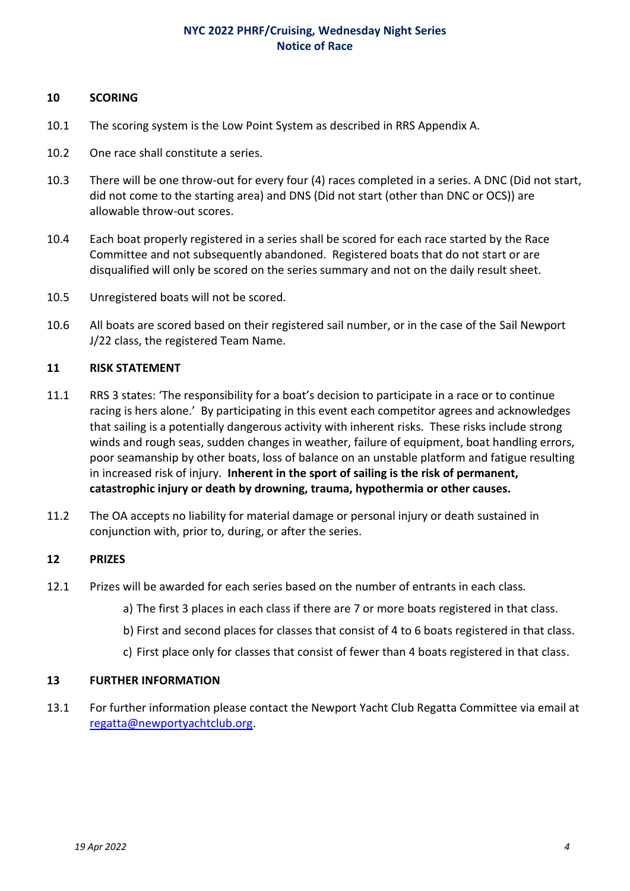## 10 SCORING

10.1 The scoring system is the Low Point System as described in RRS Appendix A.

10.2 One race shall constitute a series.

10.3 There will be one throw-out for every four (4) races completed in a series. A DNC (Did not start, did not come to the starting area) and DNS (Did not start (other than DNC or OCS)) are allowable throw-out scores.

10.4 Each boat properly registered in a series shall be scored for each race started by the Race Committee and not subsequently abandoned. Registered boats that do not start or are disqualified will only be scored on the series summary and not on the daily result sheet.

10.5 Unregistered boats will not be scored.

10.6 All boats are scored based on their registered sail number, or in the case of the Sail Newport J/22 class, the registered Team Name.

## 11 RISK STATEMENT

11.1 RRS 3 states: 'The responsibility for a boat's decision to participate in a race or to continue racing is hers alone.' By participating in this event each competitor agrees and acknowledges that sailing is a potentially dangerous activity with inherent risks. These risks include strong winds and rough seas, sudden changes in weather, failure of equipment, boat handling errors, poor seamanship by other boats, loss of balance on an unstable platform and fatigue resulting in increased risk of injury. **Inherent in the sport of sailing is the risk of permanent, catastrophic injury or death by drowning, trauma, hypothermia or other causes.**

11.2 The OA accepts no liability for material damage or personal injury or death sustained in conjunction with, prior to, during, or after the series.

## 12 PRIZES

12.1 Prizes will be awarded for each series based on the number of entrants in each class.

a) The first 3 places in each class if there are 7 or more boats registered in that class.

b) First and second places for classes that consist of 4 to 6 boats registered in that class.

c) First place only for classes that consist of fewer than 4 boats registered in that class.

## 13 FURTHER INFORMATION

13.1 For further information please contact the Newport Yacht Club Regatta Committee via email at regatta@newportyachtclub.org.